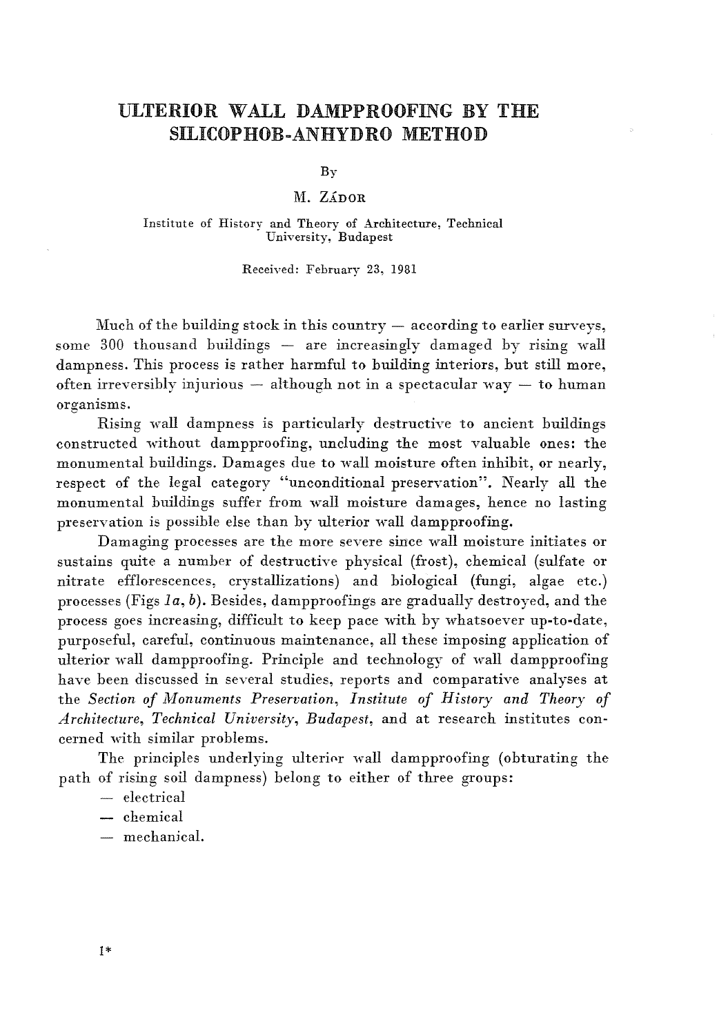# ULTERIOR WALL DAMPPROOFING BY THE SILICOPHOB-ANHYDRO METHOD

By

M. ZÁDOR

Institute of History and Theory of Architecture, Technical University, Budapest

Received: February 23, 1981

Much of the building stock in this country — according to earlier surveys, some 300 thousand buildings — are increasingly damaged by rising wall dampness. This process is rather harmful to building interiors, but still more, often irreversibly injurious — although not in a spectacular way — to human organisms.

Rising wall dampness is particularly destructive to ancient buildings constructed without dampproofing, uncluding the most valuable ones: the monumental buildings. Damages due to wall moisture often inhibit, or nearly, respect of the legal category "unconditional preservation". Nearly all the monumental buildings suffer from wall moisture damages, hence no lasting preservation is possible else than by ulterior wall dampproofing.

Damaging processes are the more severe since wall moisture initiates or sustains quite a number of destructive physical (frost), chemical (sulfate or nitrate efflorescences, crystallizations) and biological (fungi, algae etc.) processes (Figs *1a, b*). Besides, dampproofings are gradually destroyed, and the process goes increasing, difficult to keep pace with by whatsoever up-to-date, purposeful, careful, continuous maintenance, all these imposing application of ulterior wall dampproofing. Principle and technology of wall dampproofing have been discussed in several studies, reports and comparative analyses at the *Section of Monuments Preservation, Institute of History and Theory of Architecture, Technical University, Budapest*, and at research institutes concerned with similar problems.

The principles underlying ulterior wall dampproofing (obturating the path of rising soil dampness) belong to either of three groups:

- electrical
- chemical
- mechanical.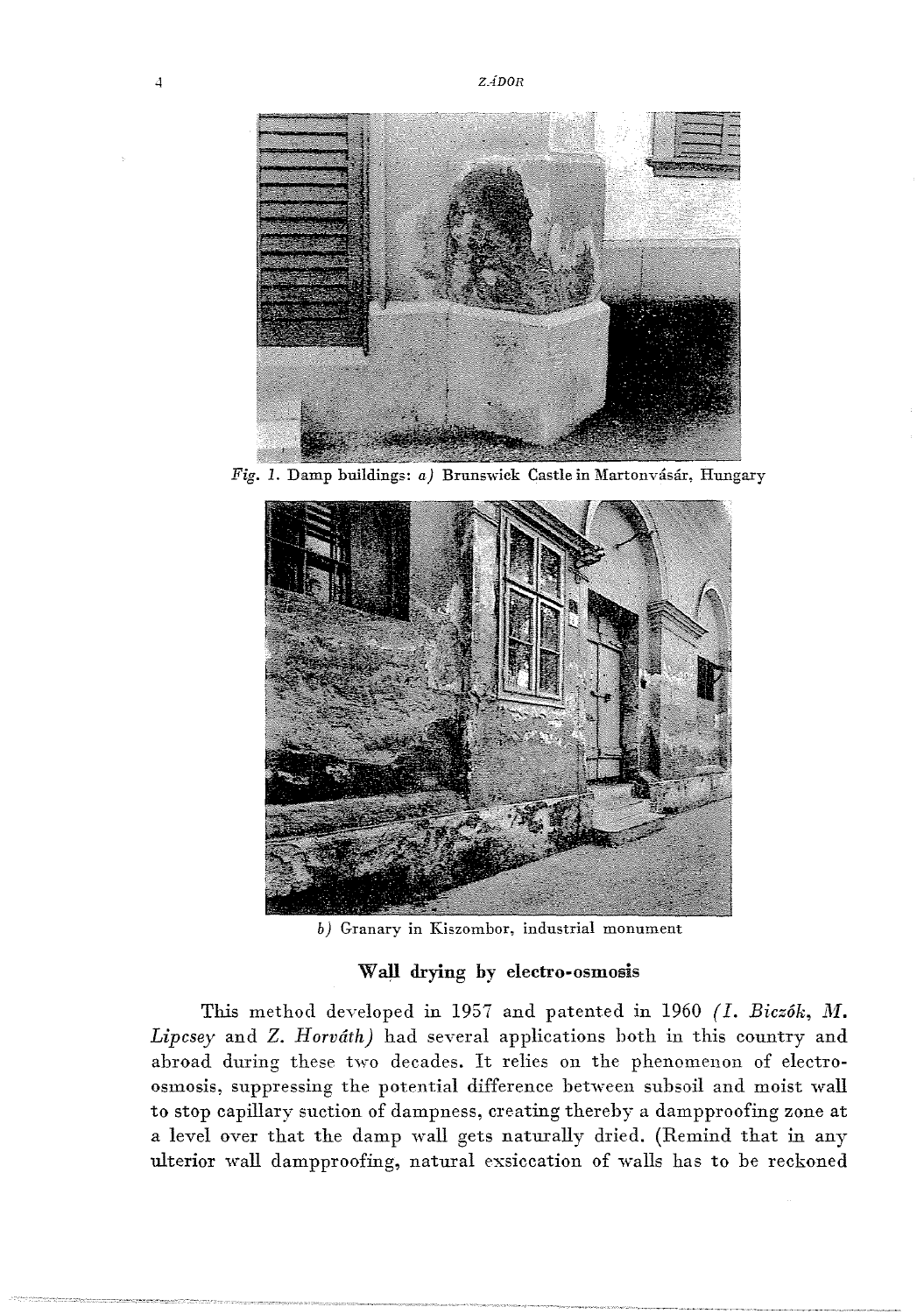*Fig. 1.* Damp buildings: *a)* Brunswick Castle in Martonvásár, Hungary

*b)* Granary in Kiszombor, industrial monument

### Wall drying by electro-osmosis

This method developed in 1957 and patented in 1960 *(I. Biczók, M. Lipcsey* and *Z. Horváth)* had several applications both in this country and abroad during these two decades. It relies on the phenomenon of electro-osmosis, suppressing the potential difference between subsoil and moist wall to stop capillary suction of dampness, creating thereby a dampproofing zone at a level over that the damp wall gets naturally dried. (Remind that in any ulterior wall dampproofing, natural exsiccation of walls has to be reckoned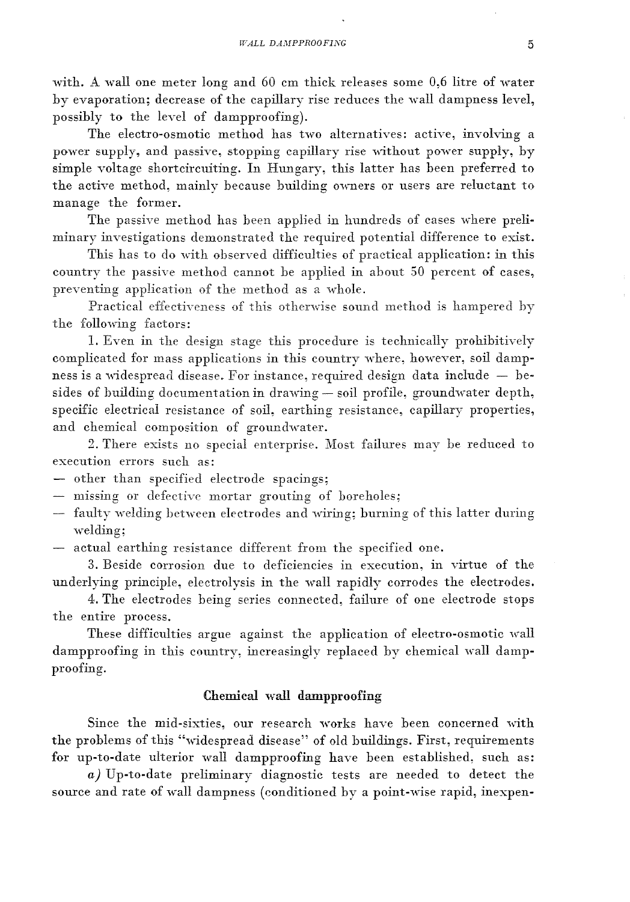with. A wall one meter long and 60 cm thick releases some 0,6 litre of water by evaporation; decrease of the capillary rise reduces the wall dampness level, possibly to the level of dampproofing).

The electro-osmotic method has two alternatives: active, involving a power supply, and passive, stopping capillary rise without power supply, by simple voltage shortcircuiting. In Hungary, this latter has been preferred to the active method, mainly because building owners or users are reluctant to manage the former.

The passive method has been applied in hundreds of cases where preliminary investigations demonstrated the required potential difference to exist.

This has to do with observed difficulties of practical application: in this country the passive method cannot be applied in about 50 percent of cases, preventing application of the method as a whole.

Practical effectiveness of this otherwise sound method is hampered by the following factors:

1. Even in the design stage this procedure is technically prohibitively complicated for mass applications in this country where, however, soil dampness is a widespread disease. For instance, required design data include — besides of building documentation in drawing — soil profile, groundwater depth, specific electrical resistance of soil, earthing resistance, capillary properties, and chemical composition of groundwater.

2. There exists no special enterprise. Most failures may be reduced to execution errors such as:

- other than specified electrode spacings;
- missing or defective mortar grouting of boreholes;
- faulty welding between electrodes and wiring; burning of this latter during welding;
- actual earthing resistance different from the specified one.

3. Beside corrosion due to deficiencies in execution, in virtue of the underlying principle, electrolysis in the wall rapidly corrodes the electrodes.

4. The electrodes being series connected, failure of one electrode stops the entire process.

These difficulties argue against the application of electro-osmotic wall dampproofing in this country, increasingly replaced by chemical wall dampproofing.

## Chemical wall dampproofing

Since the mid-sixties, our research works have been concerned with the problems of this "widespread disease" of old buildings. First, requirements for up-to-date ulterior wall dampproofing have been established, such as:

*a)* Up-to-date preliminary diagnostic tests are needed to detect the source and rate of wall dampness (conditioned by a point-wise rapid, inexpen-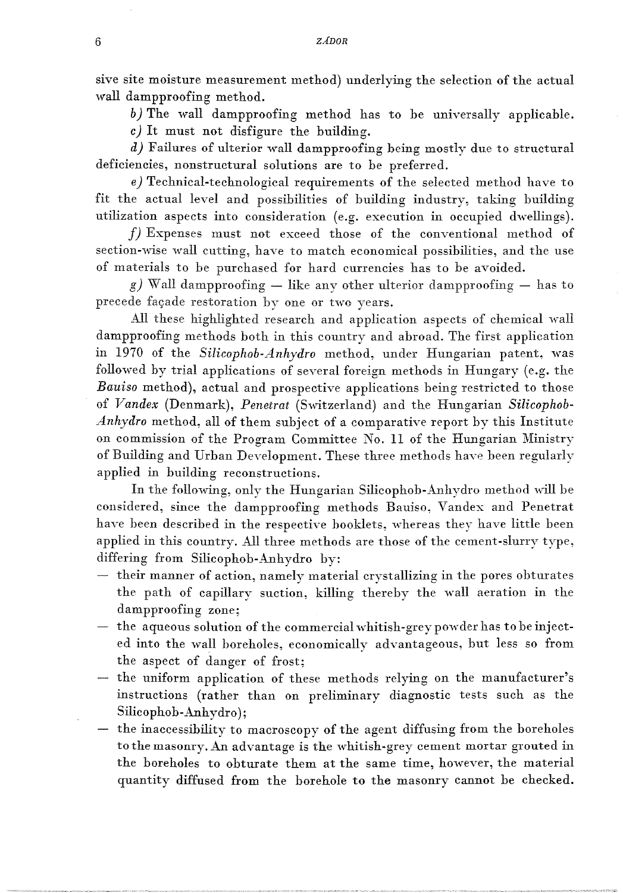sive site moisture measurement method) underlying the selection of the actual wall dampproofing method.

*b)* The wall dampproofing method has to be universally applicable.

*c)* It must not disfigure the building.

*d)* Failures of ulterior wall dampproofing being mostly due to structural deficiencies, nonstructural solutions are to be preferred.

*e)* Technical-technological requirements of the selected method have to fit the actual level and possibilities of building industry, taking building utilization aspects into consideration (e.g. execution in occupied dwellings).

*f)* Expenses must not exceed those of the conventional method of section-wise wall cutting, have to match economical possibilities, and the use of materials to be purchased for hard currencies has to be avoided.

*g)* Wall dampproofing — like any other ulterior dampproofing — has to precede façade restoration by one or two years.

All these highlighted research and application aspects of chemical wall dampproofing methods both in this country and abroad. The first application in 1970 of the *Silicophob-Anhydro* method, under Hungarian patent, was followed by trial applications of several foreign methods in Hungary (e.g. the ***Bauiso*** method), actual and prospective applications being restricted to those of *Vandex* (Denmark), *Penetrat* (Switzerland) and the Hungarian *Silicophob-Anhydro* method, all of them subject of a comparative report by this Institute on commission of the Program Committee No. 11 of the Hungarian Ministry of Building and Urban Development. These three methods have been regularly applied in building reconstructions.

In the following, only the Hungarian Silicophob-Anhydro method will be considered, since the dampproofing methods Bauiso, Vandex and Penetrat have been described in the respective booklets, whereas they have little been applied in this country. All three methods are those of the cement-slurry type, differing from Silicophob-Anhydro by:

- their manner of action, namely material crystallizing in the pores obturates the path of capillary suction, killing thereby the wall aeration in the dampproofing zone;
- the aqueous solution of the commercial whitish-grey powder has to be injected into the wall boreholes, economically advantageous, but less so from the aspect of danger of frost;
- the uniform application of these methods relying on the manufacturer's instructions (rather than on preliminary diagnostic tests such as the Silicophob-Anhydro);
- the inaccessibility to macroscopy of the agent diffusing from the boreholes to the masonry. An advantage is the whitish-grey cement mortar grouted in the boreholes to obturate them at the same time, however, the material quantity diffused from the borehole to the masonry cannot be checked.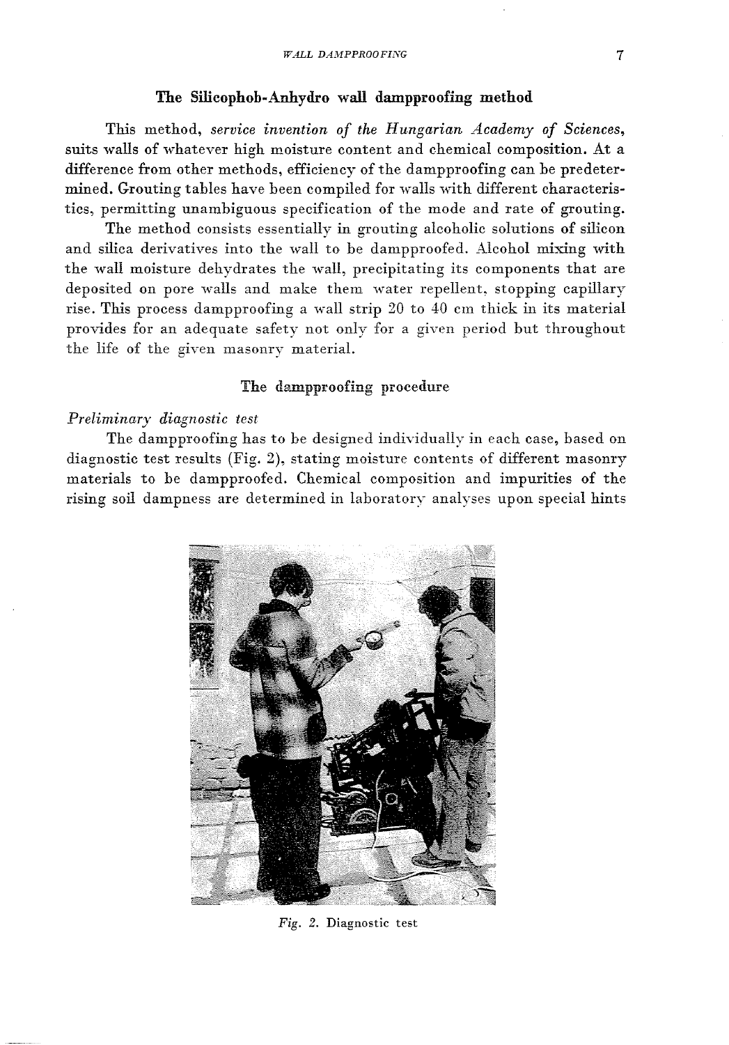## The Silicophob-Anhydro wall dampproofing method

This method, *service invention of the Hungarian Academy of Sciences*, suits walls of whatever high moisture content and chemical composition. At a difference from other methods, efficiency of the dampproofing can be predetermined. Grouting tables have been compiled for walls with different characteristics, permitting unambiguous specification of the mode and rate of grouting.

The method consists essentially in grouting alcoholic solutions of silicon and silica derivatives into the wall to be dampproofed. Alcohol mixing with the wall moisture dehydrates the wall, precipitating its components that are deposited on pore walls and make them water repellent, stopping capillary rise. This process dampproofing a wall strip 20 to 40 cm thick in its material provides for an adequate safety not only for a given period but throughout the life of the given masonry material.

## The dampproofing procedure

*Preliminary diagnostic test*

The dampproofing has to be designed individually in each case, based on diagnostic test results (Fig. 2), stating moisture contents of different masonry materials to be dampproofed. Chemical composition and impurities of the rising soil dampness are determined in laboratory analyses upon special hints

*Fig. 2.* Diagnostic test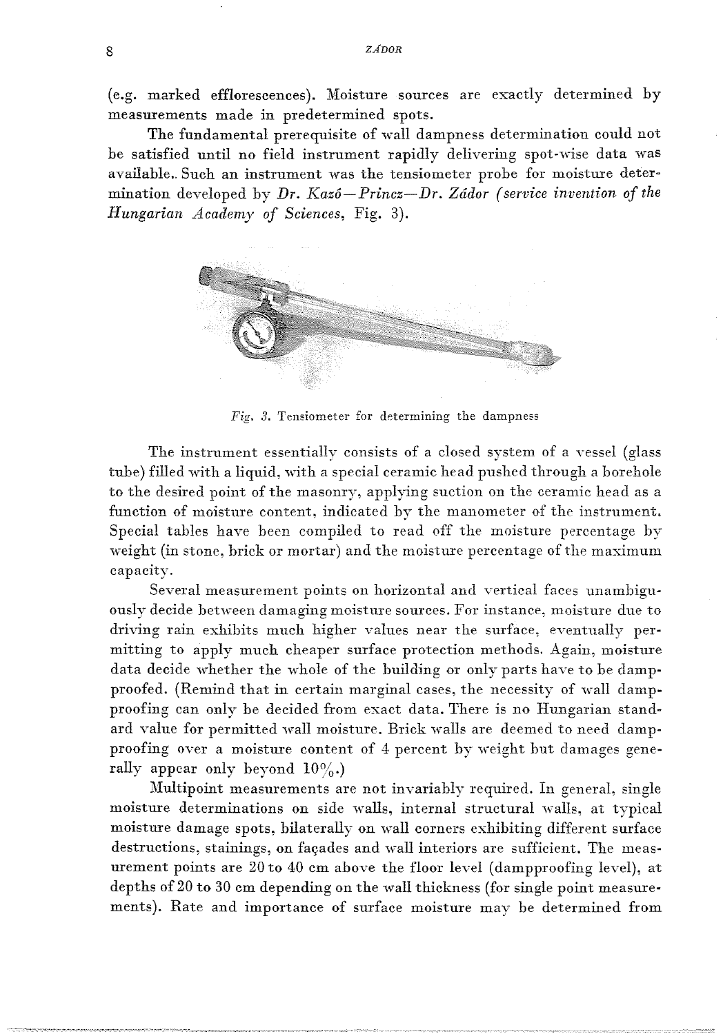(e.g. marked efflorescences). Moisture sources are exactly determined by measurements made in predetermined spots.

The fundamental prerequisite of wall dampness determination could not be satisfied until no field instrument rapidly delivering spot-wise data was available.. Such an instrument was the tensiometer probe for moisture determination developed by *Dr. Kazó—Princz—Dr. Zádor (service invention of the Hungarian Academy of Sciences*, Fig. 3).

*Fig. 3.* Tensiometer for determining the dampness

The instrument essentially consists of a closed system of a vessel (glass tube) filled with a liquid, with a special ceramic head pushed through a borehole to the desired point of the masonry, applying suction on the ceramic head as a function of moisture content, indicated by the manometer of the instrument. Special tables have been compiled to read off the moisture percentage by weight (in stone, brick or mortar) and the moisture percentage of the maximum capacity.

Several measurement points on horizontal and vertical faces unambiguously decide between damaging moisture sources. For instance, moisture due to driving rain exhibits much higher values near the surface, eventually permitting to apply much cheaper surface protection methods. Again, moisture data decide whether the whole of the building or only parts have to be dampproofed. (Remind that in certain marginal cases, the necessity of wall dampproofing can only be decided from exact data. There is no Hungarian standard value for permitted wall moisture. Brick walls are deemed to need dampproofing over a moisture content of 4 percent by weight but damages generally appear only beyond 10%.)

Multipoint measurements are not invariably required. In general, single moisture determinations on side walls, internal structural walls, at typical moisture damage spots, bilaterally on wall corners exhibiting different surface destructions, stainings, on façades and wall interiors are sufficient. The measurement points are 20 to 40 cm above the floor level (dampproofing level), at depths of 20 to 30 cm depending on the wall thickness (for single point measurements). Rate and importance of surface moisture may be determined from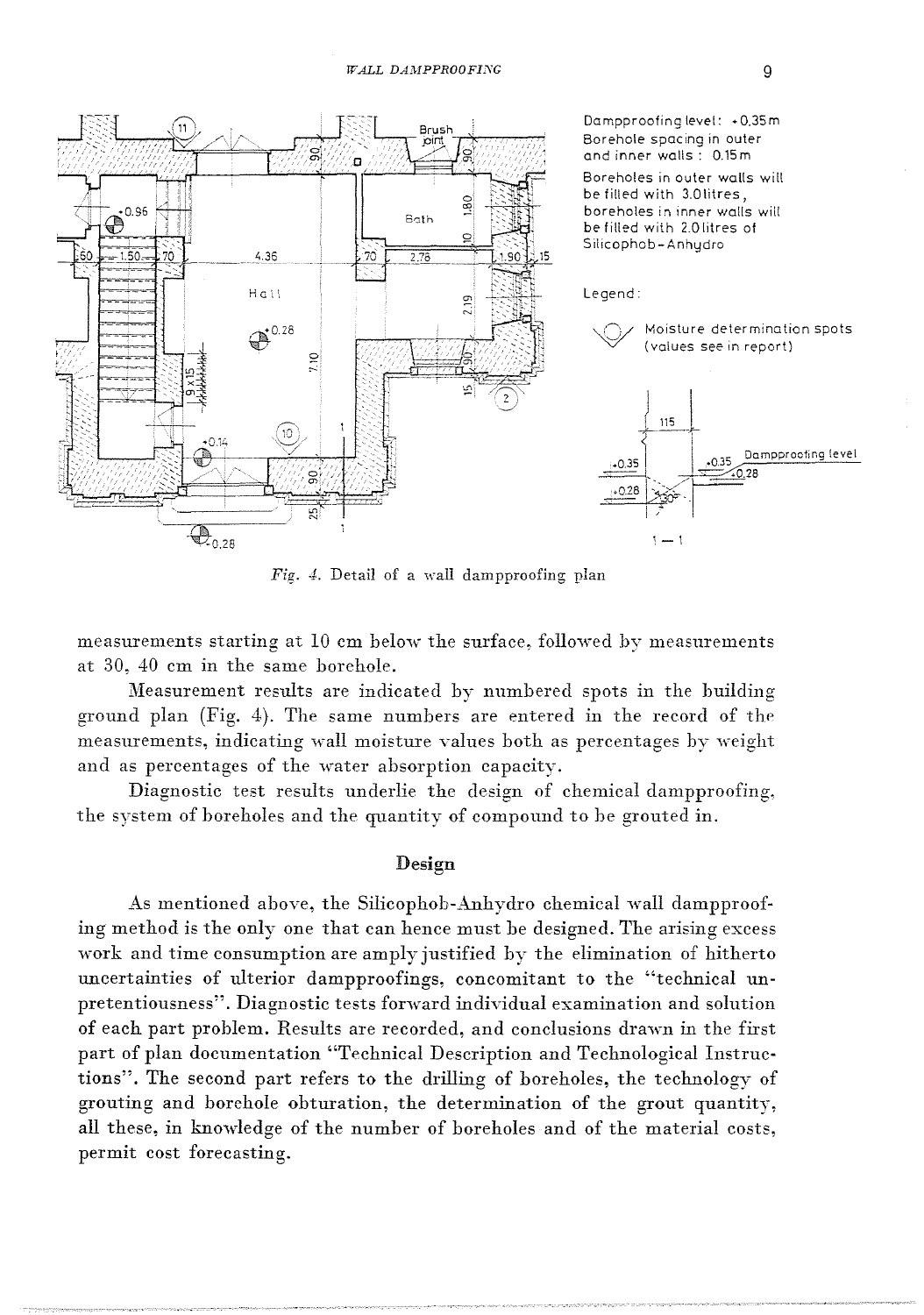Dampproofing level: +0.35 m
Borehole spacing in outer and inner walls: 0.15 m
Boreholes in outer walls will be filled with 3.0 litres, boreholes in inner walls will be filled with 2.0 litres of Silicophob-Anhydro

Legend:

Moisture determination spots (values see in report)

*Fig. 4.* Detail of a wall dampproofing plan

measurements starting at 10 cm below the surface, followed by measurements at 30, 40 cm in the same borehole.

Measurement results are indicated by numbered spots in the building ground plan (Fig. 4). The same numbers are entered in the record of the measurements, indicating wall moisture values both as percentages by weight and as percentages of the water absorption capacity.

Diagnostic test results underlie the design of chemical dampproofing, the system of boreholes and the quantity of compound to be grouted in.

## Design

As mentioned above, the Silicophob-Anhydro chemical wall dampproofing method is the only one that can hence must be designed. The arising excess work and time consumption are amply justified by the elimination of hitherto uncertainties of ulterior dampproofings, concomitant to the "technical unpretentiousness". Diagnostic tests forward individual examination and solution of each part problem. Results are recorded, and conclusions drawn in the first part of plan documentation "Technical Description and Technological Instructions". The second part refers to the drilling of boreholes, the technology of grouting and borehole obturation, the determination of the grout quantity, all these, in knowledge of the number of boreholes and of the material costs, permit cost forecasting.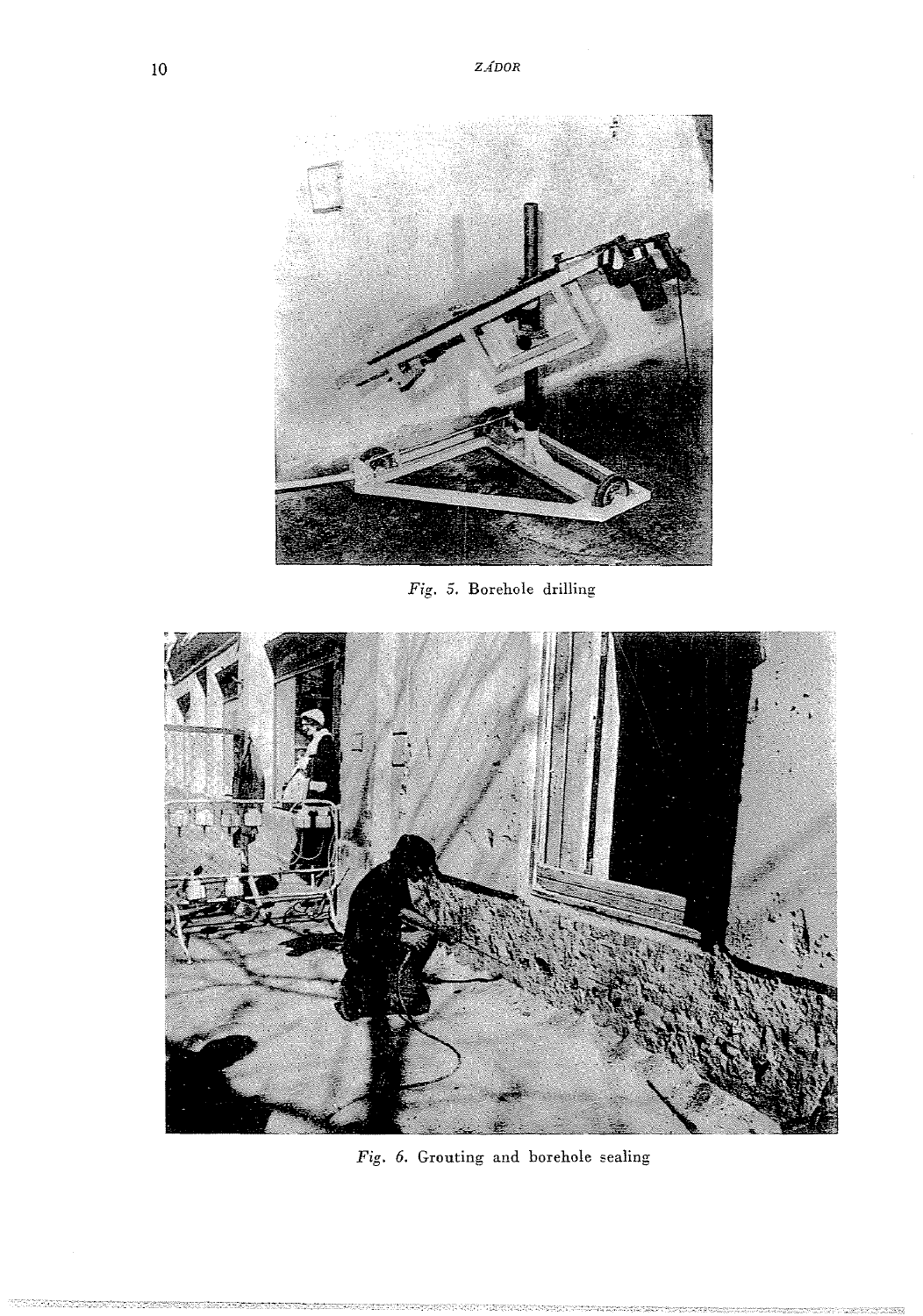*Fig. 5.* Borehole drilling

*Fig. 6.* Grouting and borehole sealing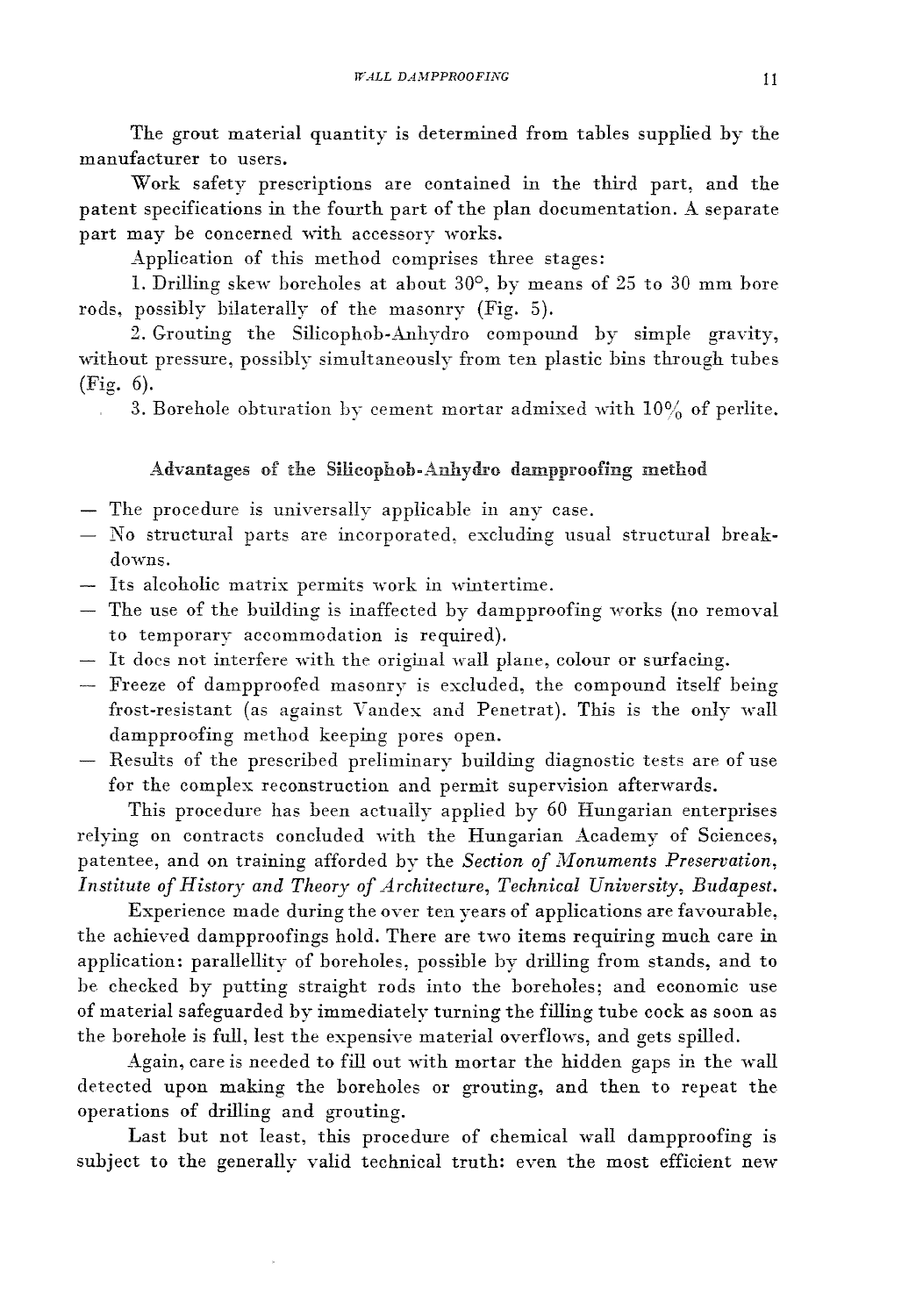The grout material quantity is determined from tables supplied by the manufacturer to users.

Work safety prescriptions are contained in the third part, and the patent specifications in the fourth part of the plan documentation. A separate part may be concerned with accessory works.

Application of this method comprises three stages:

1. Drilling skew boreholes at about 30°, by means of 25 to 30 mm bore rods, possibly bilaterally of the masonry (Fig. 5).

2. Grouting the Silicophob-Anhydro compound by simple gravity, without pressure, possibly simultaneously from ten plastic bins through tubes (Fig. 6).

3. Borehole obturation by cement mortar admixed with 10% of perlite.

## Advantages of the Silicophob-Anhydro dampproofing method

- The procedure is universally applicable in any case.
- No structural parts are incorporated, excluding usual structural breakdowns.
- Its alcoholic matrix permits work in wintertime.
- The use of the building is inaffected by dampproofing works (no removal to temporary accommodation is required).
- It does not interfere with the original wall plane, colour or surfacing.
- Freeze of dampproofed masonry is excluded, the compound itself being frost-resistant (as against Vandex and Penetrat). This is the only wall dampproofing method keeping pores open.
- Results of the prescribed preliminary building diagnostic tests are of use for the complex reconstruction and permit supervision afterwards.

This procedure has been actually applied by 60 Hungarian enterprises relying on contracts concluded with the Hungarian Academy of Sciences, patentee, and on training afforded by the *Section of Monuments Preservation, Institute of History and Theory of Architecture, Technical University, Budapest.*

Experience made during the over ten years of applications are favourable, the achieved dampproofings hold. There are two items requiring much care in application: parallellity of boreholes, possible by drilling from stands, and to be checked by putting straight rods into the boreholes; and economic use of material safeguarded by immediately turning the filling tube cock as soon as the borehole is full, lest the expensive material overflows, and gets spilled.

Again, care is needed to fill out with mortar the hidden gaps in the wall detected upon making the boreholes or grouting, and then to repeat the operations of drilling and grouting.

Last but not least, this procedure of chemical wall dampproofing is subject to the generally valid technical truth: even the most efficient new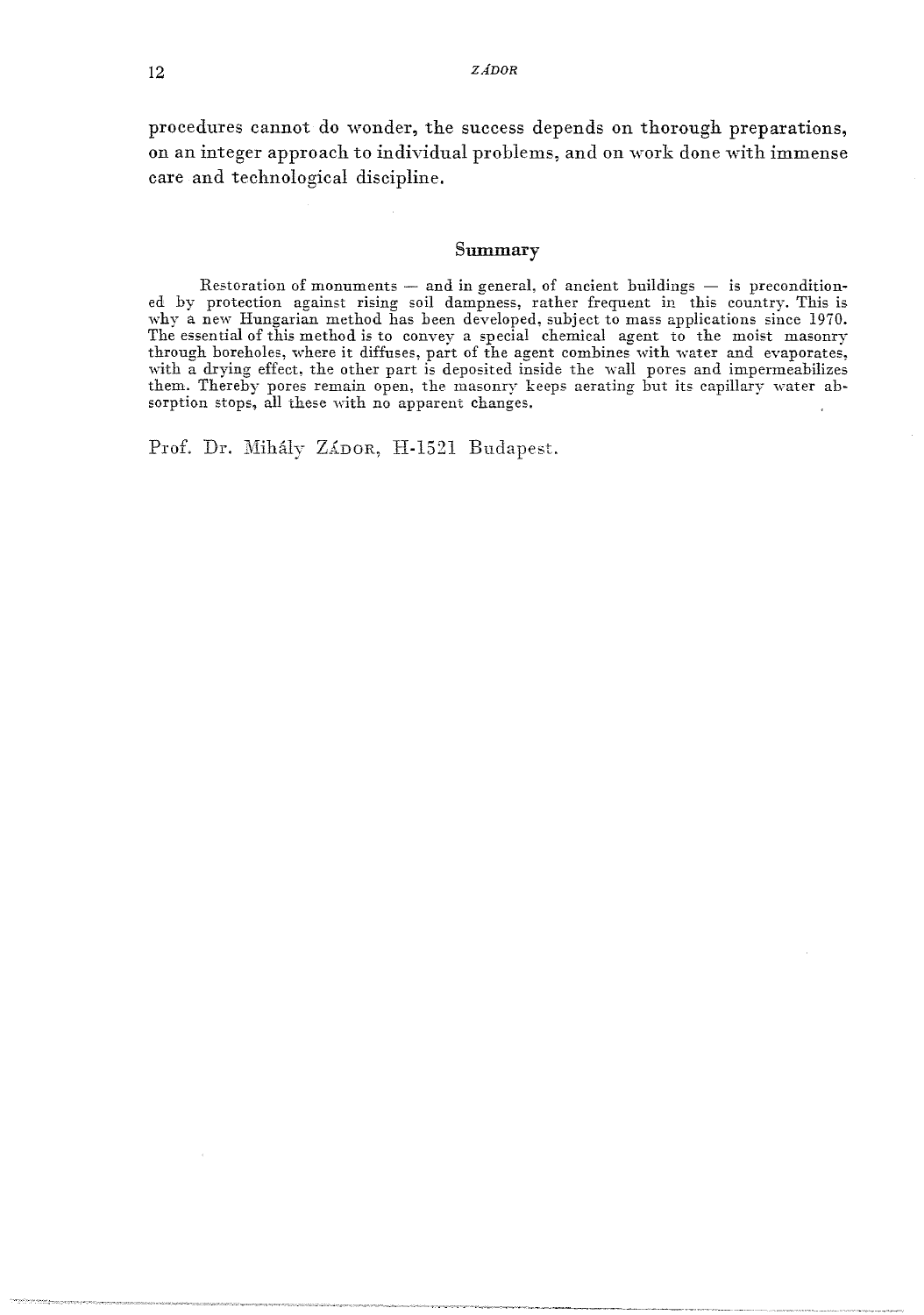procedures cannot do wonder, the success depends on thorough preparations, on an integer approach to individual problems, and on work done with immense care and technological discipline.

## Summary

Restoration of monuments — and in general, of ancient buildings — is preconditioned by protection against rising soil dampness, rather frequent in this country. This is why a new Hungarian method has been developed, subject to mass applications since 1970. The essential of this method is to convey a special chemical agent to the moist masonry through boreholes, where it diffuses, part of the agent combines with water and evaporates, with a drying effect, the other part is deposited inside the wall pores and impermeabilizes them. Thereby pores remain open, the masonry keeps aerating but its capillary water absorption stops, all these with no apparent changes.

Prof. Dr. Mihály ZÁDOR, H-1521 Budapest.